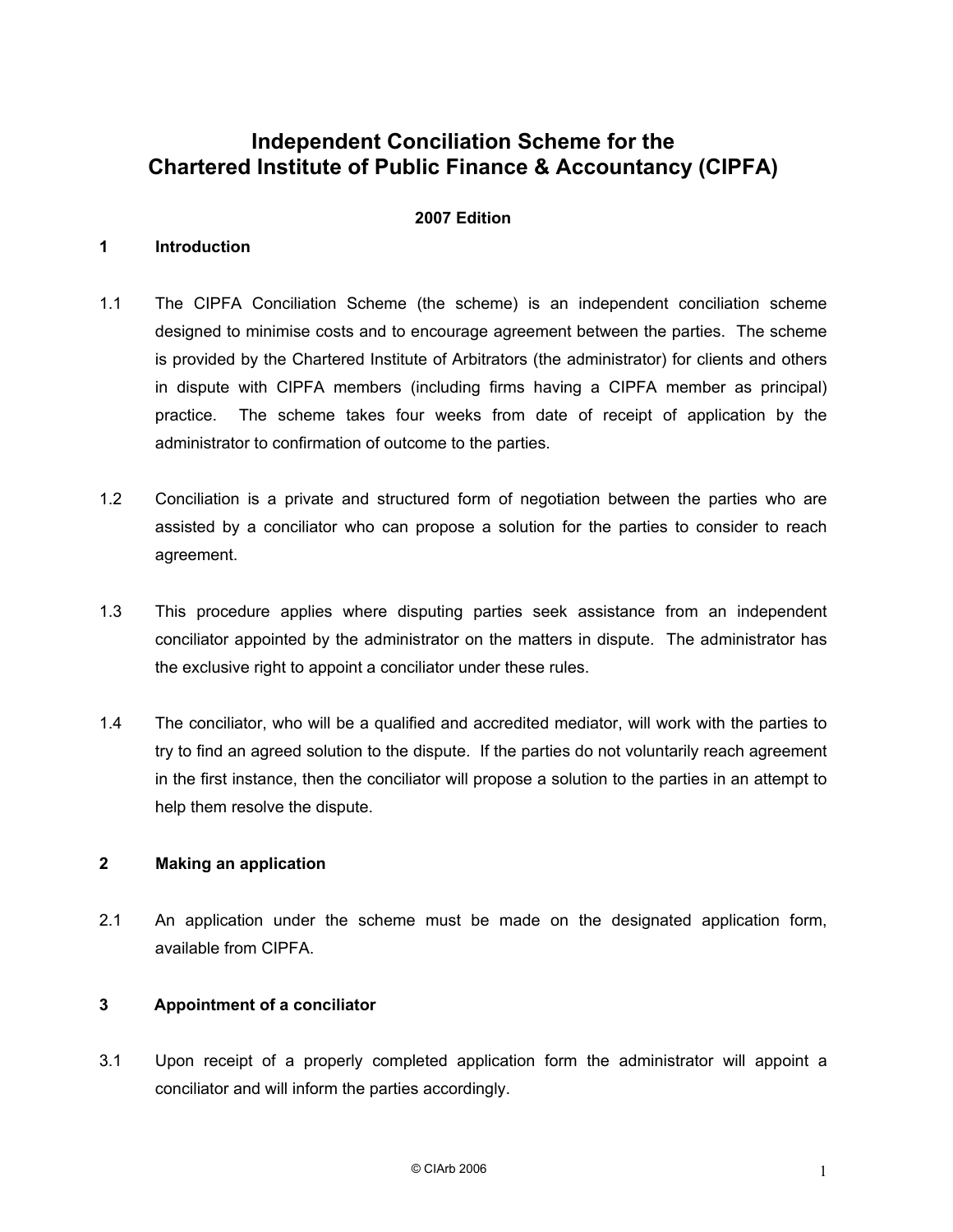# Independent Conciliation Scheme for the Chartered Institute of Public Finance & Accountancy (CIPFA)

**2007 Edition**

## 1 Introduction

1.1 The CIPFA Conciliation Scheme (the scheme) is an independent conciliation scheme designed to minimise costs and to encourage agreement between the parties. The scheme is provided by the Chartered Institute of Arbitrators (the administrator) for clients and others in dispute with CIPFA members (including firms having a CIPFA member as principal) practice. The scheme takes four weeks from date of receipt of application by the administrator to confirmation of outcome to the parties.

1.2 Conciliation is a private and structured form of negotiation between the parties who are assisted by a conciliator who can propose a solution for the parties to consider to reach agreement.

1.3 This procedure applies where disputing parties seek assistance from an independent conciliator appointed by the administrator on the matters in dispute. The administrator has the exclusive right to appoint a conciliator under these rules.

1.4 The conciliator, who will be a qualified and accredited mediator, will work with the parties to try to find an agreed solution to the dispute. If the parties do not voluntarily reach agreement in the first instance, then the conciliator will propose a solution to the parties in an attempt to help them resolve the dispute.

## 2 Making an application

2.1 An application under the scheme must be made on the designated application form, available from CIPFA.

## 3 Appointment of a conciliator

3.1 Upon receipt of a properly completed application form the administrator will appoint a conciliator and will inform the parties accordingly.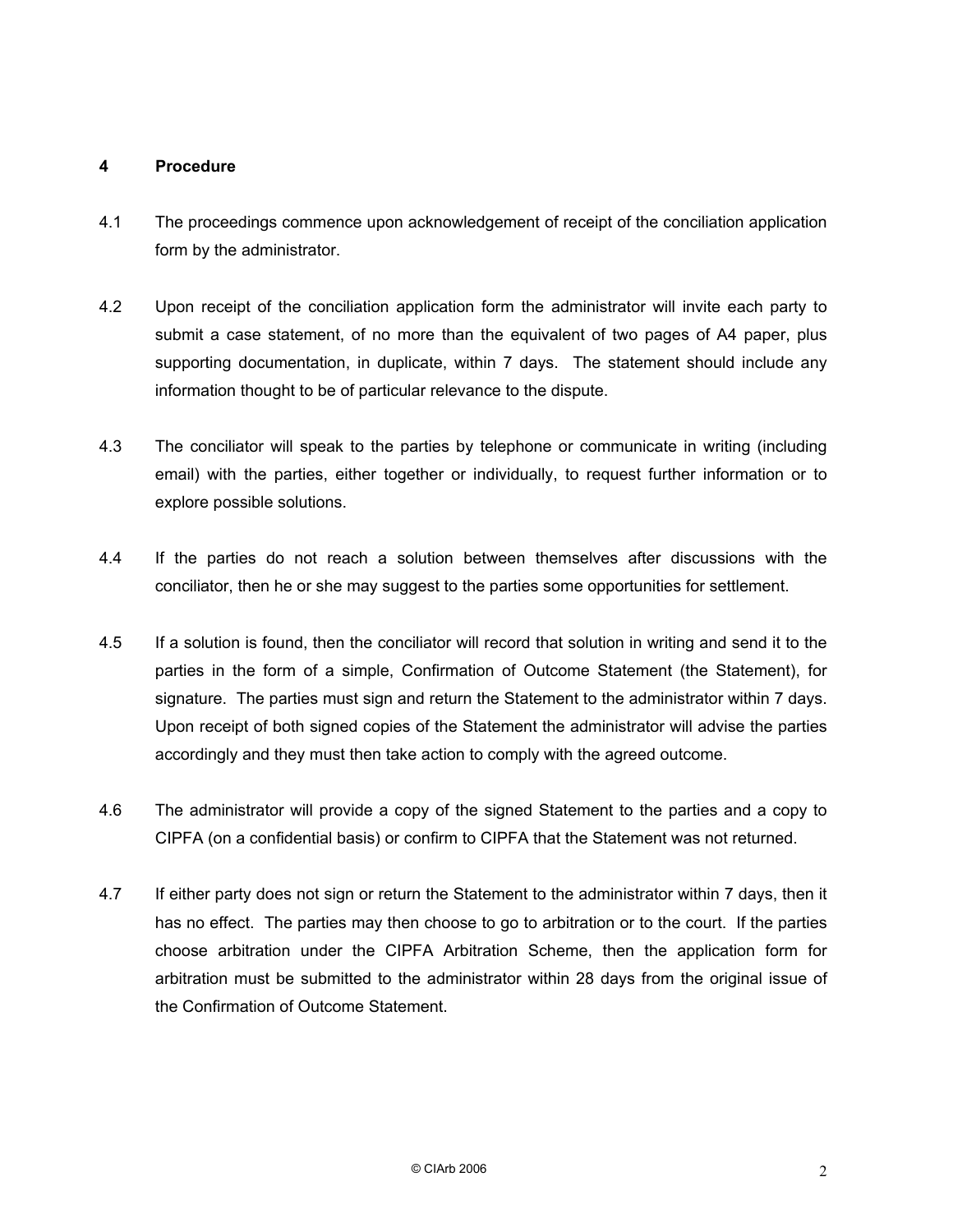## 4 Procedure

4.1 The proceedings commence upon acknowledgement of receipt of the conciliation application form by the administrator.

4.2 Upon receipt of the conciliation application form the administrator will invite each party to submit a case statement, of no more than the equivalent of two pages of A4 paper, plus supporting documentation, in duplicate, within 7 days. The statement should include any information thought to be of particular relevance to the dispute.

4.3 The conciliator will speak to the parties by telephone or communicate in writing (including email) with the parties, either together or individually, to request further information or to explore possible solutions.

4.4 If the parties do not reach a solution between themselves after discussions with the conciliator, then he or she may suggest to the parties some opportunities for settlement.

4.5 If a solution is found, then the conciliator will record that solution in writing and send it to the parties in the form of a simple, Confirmation of Outcome Statement (the Statement), for signature. The parties must sign and return the Statement to the administrator within 7 days. Upon receipt of both signed copies of the Statement the administrator will advise the parties accordingly and they must then take action to comply with the agreed outcome.

4.6 The administrator will provide a copy of the signed Statement to the parties and a copy to CIPFA (on a confidential basis) or confirm to CIPFA that the Statement was not returned.

4.7 If either party does not sign or return the Statement to the administrator within 7 days, then it has no effect. The parties may then choose to go to arbitration or to the court. If the parties choose arbitration under the CIPFA Arbitration Scheme, then the application form for arbitration must be submitted to the administrator within 28 days from the original issue of the Confirmation of Outcome Statement.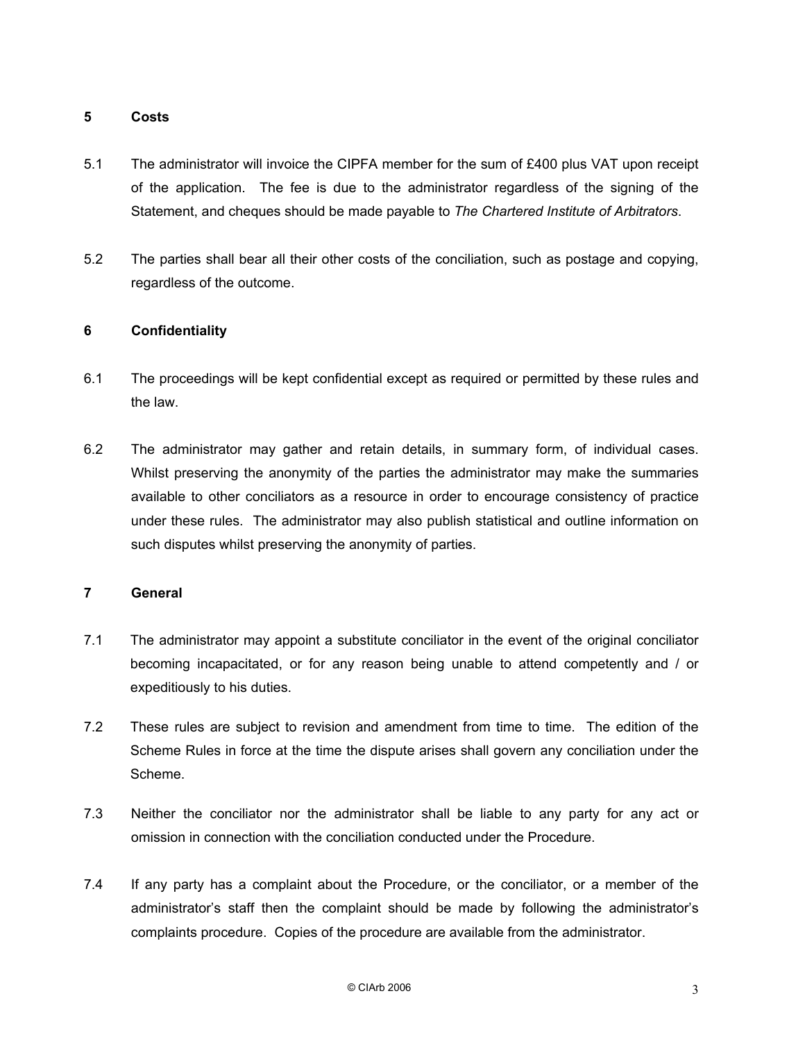## 5 Costs

5.1 The administrator will invoice the CIPFA member for the sum of £400 plus VAT upon receipt of the application. The fee is due to the administrator regardless of the signing of the Statement, and cheques should be made payable to *The Chartered Institute of Arbitrators*.

5.2 The parties shall bear all their other costs of the conciliation, such as postage and copying, regardless of the outcome.

## 6 Confidentiality

6.1 The proceedings will be kept confidential except as required or permitted by these rules and the law.

6.2 The administrator may gather and retain details, in summary form, of individual cases. Whilst preserving the anonymity of the parties the administrator may make the summaries available to other conciliators as a resource in order to encourage consistency of practice under these rules. The administrator may also publish statistical and outline information on such disputes whilst preserving the anonymity of parties.

## 7 General

7.1 The administrator may appoint a substitute conciliator in the event of the original conciliator becoming incapacitated, or for any reason being unable to attend competently and / or expeditiously to his duties.

7.2 These rules are subject to revision and amendment from time to time. The edition of the Scheme Rules in force at the time the dispute arises shall govern any conciliation under the Scheme.

7.3 Neither the conciliator nor the administrator shall be liable to any party for any act or omission in connection with the conciliation conducted under the Procedure.

7.4 If any party has a complaint about the Procedure, or the conciliator, or a member of the administrator's staff then the complaint should be made by following the administrator's complaints procedure. Copies of the procedure are available from the administrator.

© CIArb 2006